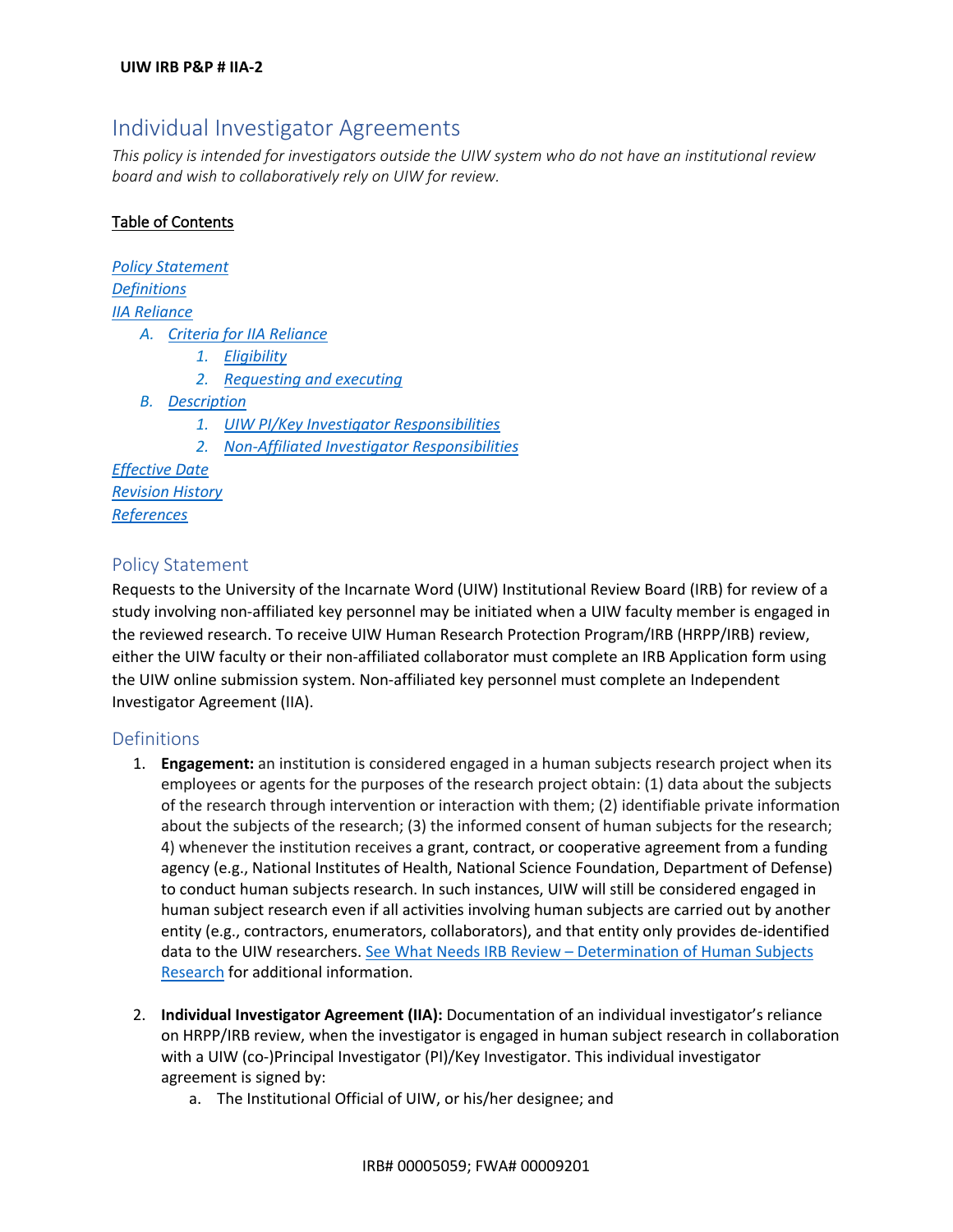**UIW IRB P&P # IIA-2**

# Individual Investigator Agreements

*This policy is intended for investigators outside the UIW system who do not have an institutional review board and wish to collaboratively rely on UIW for review.*

Table of Contents

*Policy Statement*
*Definitions*
*IIA Reliance*

- A. *Criteria for IIA Reliance*
  1. *Eligibility*
  2. *Requesting and executing*
- B. *Description*
  1. *UIW PI/Key Investigator Responsibilities*
  2. *Non-Affiliated Investigator Responsibilities*

*Effective Date*
*Revision History*
*References*

## Policy Statement

Requests to the University of the Incarnate Word (UIW) Institutional Review Board (IRB) for review of a study involving non-affiliated key personnel may be initiated when a UIW faculty member is engaged in the reviewed research. To receive UIW Human Research Protection Program/IRB (HRPP/IRB) review, either the UIW faculty or their non-affiliated collaborator must complete an IRB Application form using the UIW online submission system. Non-affiliated key personnel must complete an Independent Investigator Agreement (IIA).

## Definitions

1. **Engagement:** an institution is considered engaged in a human subjects research project when its employees or agents for the purposes of the research project obtain: (1) data about the subjects of the research through intervention or interaction with them; (2) identifiable private information about the subjects of the research; (3) the informed consent of human subjects for the research; 4) whenever the institution receives a grant, contract, or cooperative agreement from a funding agency (e.g., National Institutes of Health, National Science Foundation, Department of Defense) to conduct human subjects research. In such instances, UIW will still be considered engaged in human subject research even if all activities involving human subjects are carried out by another entity (e.g., contractors, enumerators, collaborators), and that entity only provides de-identified data to the UIW researchers. See What Needs IRB Review – Determination of Human Subjects Research for additional information.

2. **Individual Investigator Agreement (IIA):** Documentation of an individual investigator's reliance on HRPP/IRB review, when the investigator is engaged in human subject research in collaboration with a UIW (co-)Principal Investigator (PI)/Key Investigator. This individual investigator agreement is signed by:
   a. The Institutional Official of UIW, or his/her designee; and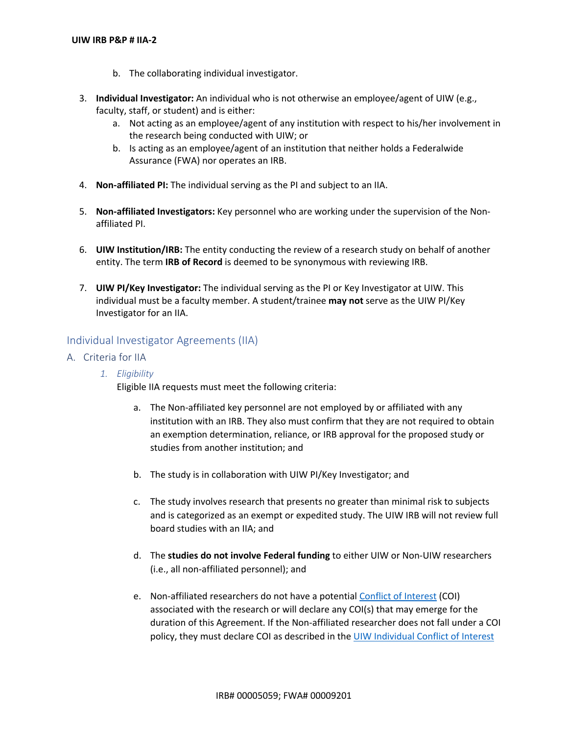b. The collaborating individual investigator.

3. **Individual Investigator:** An individual who is not otherwise an employee/agent of UIW (e.g., faculty, staff, or student) and is either:
   a. Not acting as an employee/agent of any institution with respect to his/her involvement in the research being conducted with UIW; or
   b. Is acting as an employee/agent of an institution that neither holds a Federalwide Assurance (FWA) nor operates an IRB.

4. **Non-affiliated PI:** The individual serving as the PI and subject to an IIA.

5. **Non-affiliated Investigators:** Key personnel who are working under the supervision of the Non-affiliated PI.

6. **UIW Institution/IRB:** The entity conducting the review of a research study on behalf of another entity. The term **IRB of Record** is deemed to be synonymous with reviewing IRB.

7. **UIW PI/Key Investigator:** The individual serving as the PI or Key Investigator at UIW. This individual must be a faculty member. A student/trainee **may not** serve as the UIW PI/Key Investigator for an IIA.

## Individual Investigator Agreements (IIA)

### A. Criteria for IIA

#### 1. *Eligibility*

Eligible IIA requests must meet the following criteria:

a. The Non-affiliated key personnel are not employed by or affiliated with any institution with an IRB. They also must confirm that they are not required to obtain an exemption determination, reliance, or IRB approval for the proposed study or studies from another institution; and

b. The study is in collaboration with UIW PI/Key Investigator; and

c. The study involves research that presents no greater than minimal risk to subjects and is categorized as an exempt or expedited study. The UIW IRB will not review full board studies with an IIA; and

d. The **studies do not involve Federal funding** to either UIW or Non-UIW researchers (i.e., all non-affiliated personnel); and

e. Non-affiliated researchers do not have a potential [Conflict of Interest](#) (COI) associated with the research or will declare any COI(s) that may emerge for the duration of this Agreement. If the Non-affiliated researcher does not fall under a COI policy, they must declare COI as described in the [UIW Individual Conflict of Interest](#)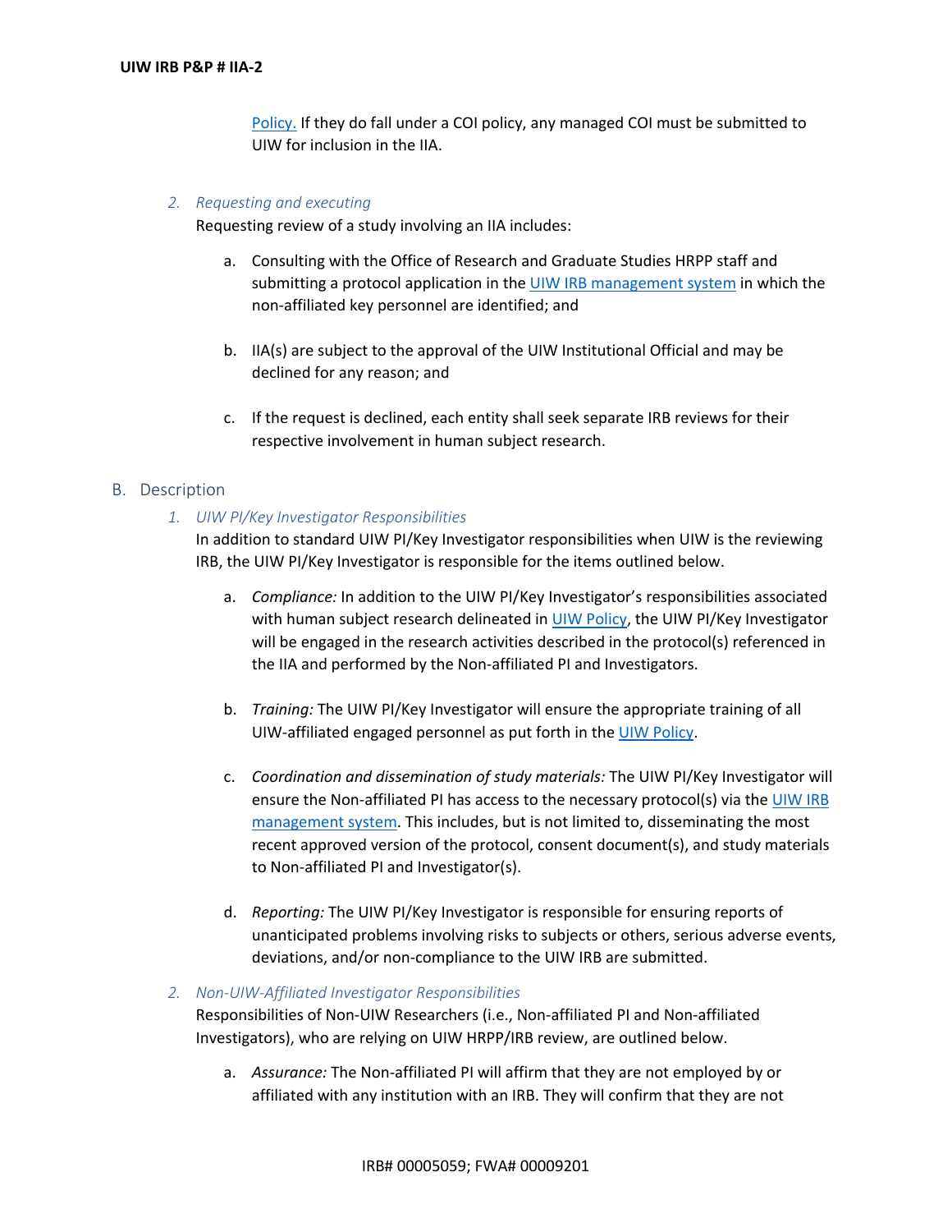[Policy.](#) If they do fall under a COI policy, any managed COI must be submitted to UIW for inclusion in the IIA.

2. *Requesting and executing*

   Requesting review of a study involving an IIA includes:

   a. Consulting with the Office of Research and Graduate Studies HRPP staff and submitting a protocol application in the [UIW IRB management system](#) in which the non-affiliated key personnel are identified; and

   b. IIA(s) are subject to the approval of the UIW Institutional Official and may be declined for any reason; and

   c. If the request is declined, each entity shall seek separate IRB reviews for their respective involvement in human subject research.

## B. Description

1. *UIW PI/Key Investigator Responsibilities*

   In addition to standard UIW PI/Key Investigator responsibilities when UIW is the reviewing IRB, the UIW PI/Key Investigator is responsible for the items outlined below.

   a. *Compliance:* In addition to the UIW PI/Key Investigator's responsibilities associated with human subject research delineated in [UIW Policy](#), the UIW PI/Key Investigator will be engaged in the research activities described in the protocol(s) referenced in the IIA and performed by the Non-affiliated PI and Investigators.

   b. *Training:* The UIW PI/Key Investigator will ensure the appropriate training of all UIW-affiliated engaged personnel as put forth in the [UIW Policy](#).

   c. *Coordination and dissemination of study materials:* The UIW PI/Key Investigator will ensure the Non-affiliated PI has access to the necessary protocol(s) via the [UIW IRB management system](#). This includes, but is not limited to, disseminating the most recent approved version of the protocol, consent document(s), and study materials to Non-affiliated PI and Investigator(s).

   d. *Reporting:* The UIW PI/Key Investigator is responsible for ensuring reports of unanticipated problems involving risks to subjects or others, serious adverse events, deviations, and/or non-compliance to the UIW IRB are submitted.

2. *Non-UIW-Affiliated Investigator Responsibilities*

   Responsibilities of Non-UIW Researchers (i.e., Non-affiliated PI and Non-affiliated Investigators), who are relying on UIW HRPP/IRB review, are outlined below.

   a. *Assurance:* The Non-affiliated PI will affirm that they are not employed by or affiliated with any institution with an IRB. They will confirm that they are not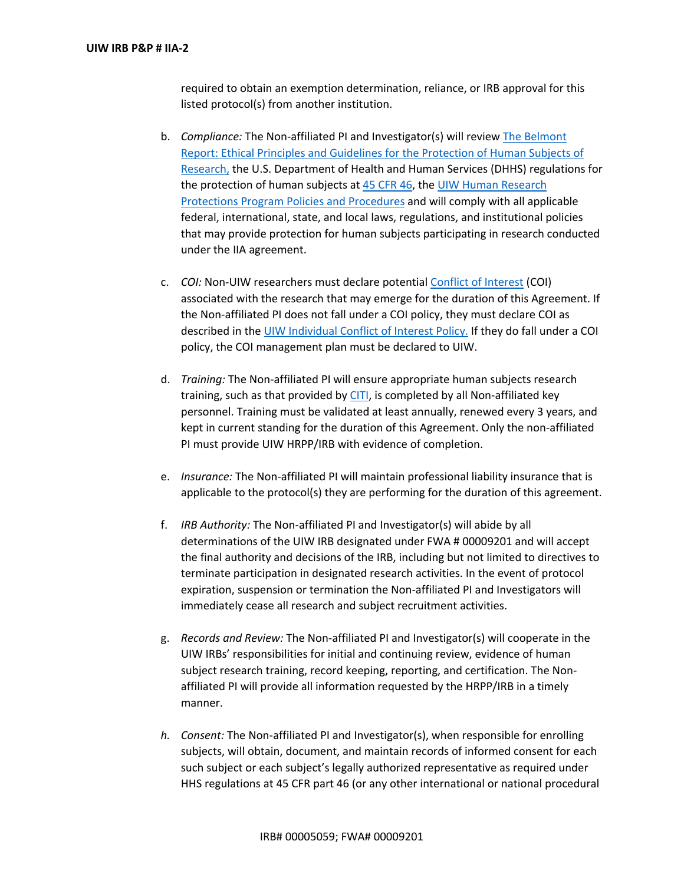required to obtain an exemption determination, reliance, or IRB approval for this listed protocol(s) from another institution.

b. *Compliance:* The Non-affiliated PI and Investigator(s) will review The Belmont Report: Ethical Principles and Guidelines for the Protection of Human Subjects of Research, the U.S. Department of Health and Human Services (DHHS) regulations for the protection of human subjects at 45 CFR 46, the UIW Human Research Protections Program Policies and Procedures and will comply with all applicable federal, international, state, and local laws, regulations, and institutional policies that may provide protection for human subjects participating in research conducted under the IIA agreement.

c. *COI:* Non-UIW researchers must declare potential Conflict of Interest (COI) associated with the research that may emerge for the duration of this Agreement. If the Non-affiliated PI does not fall under a COI policy, they must declare COI as described in the UIW Individual Conflict of Interest Policy. If they do fall under a COI policy, the COI management plan must be declared to UIW.

d. *Training:* The Non-affiliated PI will ensure appropriate human subjects research training, such as that provided by CITI, is completed by all Non-affiliated key personnel. Training must be validated at least annually, renewed every 3 years, and kept in current standing for the duration of this Agreement. Only the non-affiliated PI must provide UIW HRPP/IRB with evidence of completion.

e. *Insurance:* The Non-affiliated PI will maintain professional liability insurance that is applicable to the protocol(s) they are performing for the duration of this agreement.

f. *IRB Authority:* The Non-affiliated PI and Investigator(s) will abide by all determinations of the UIW IRB designated under FWA # 00009201 and will accept the final authority and decisions of the IRB, including but not limited to directives to terminate participation in designated research activities. In the event of protocol expiration, suspension or termination the Non-affiliated PI and Investigators will immediately cease all research and subject recruitment activities.

g. *Records and Review:* The Non-affiliated PI and Investigator(s) will cooperate in the UIW IRBs' responsibilities for initial and continuing review, evidence of human subject research training, record keeping, reporting, and certification. The Non-affiliated PI will provide all information requested by the HRPP/IRB in a timely manner.

*h.* *Consent:* The Non-affiliated PI and Investigator(s), when responsible for enrolling subjects, will obtain, document, and maintain records of informed consent for each such subject or each subject's legally authorized representative as required under HHS regulations at 45 CFR part 46 (or any other international or national procedural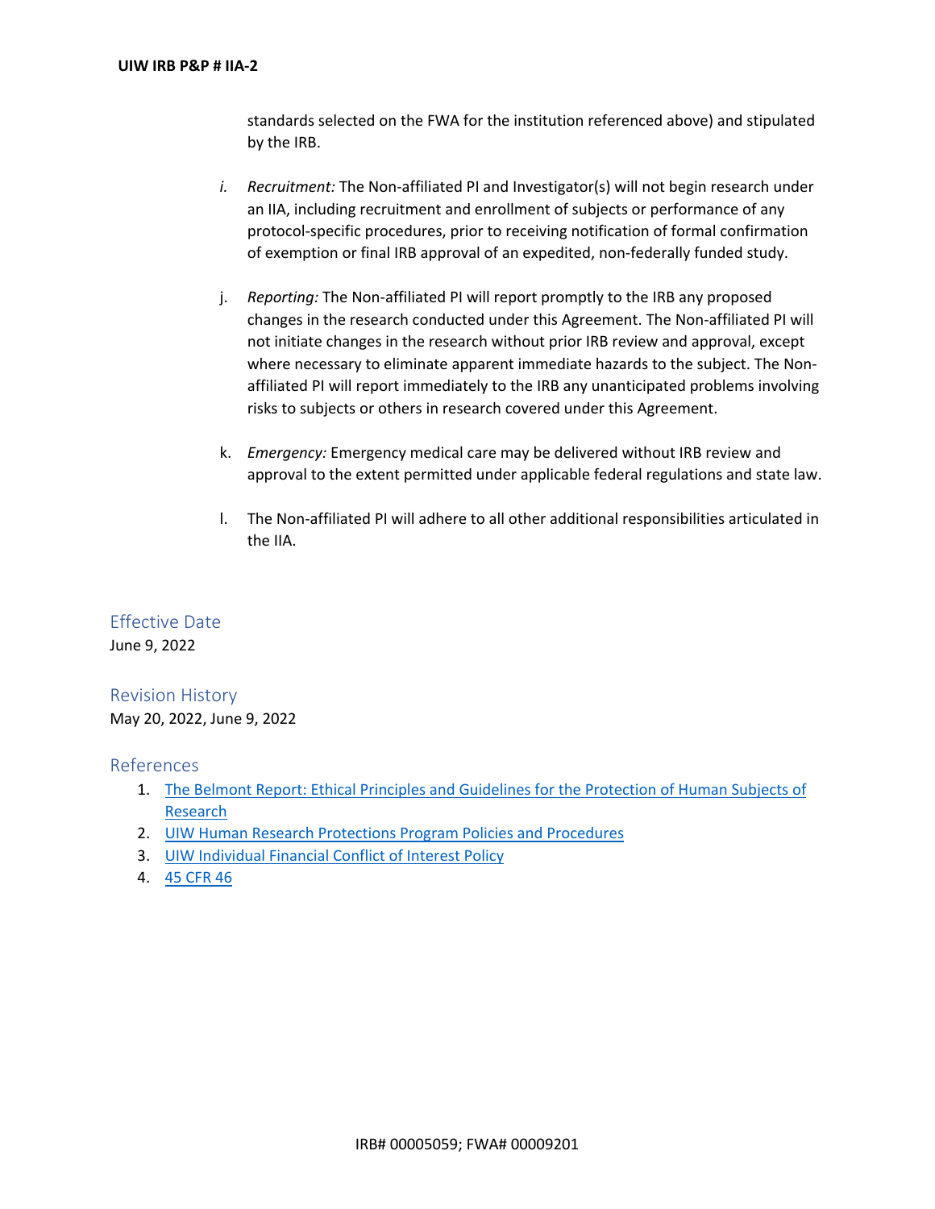standards selected on the FWA for the institution referenced above) and stipulated by the IRB.

i. *Recruitment:* The Non-affiliated PI and Investigator(s) will not begin research under an IIA, including recruitment and enrollment of subjects or performance of any protocol-specific procedures, prior to receiving notification of formal confirmation of exemption or final IRB approval of an expedited, non-federally funded study.

j. *Reporting:* The Non-affiliated PI will report promptly to the IRB any proposed changes in the research conducted under this Agreement. The Non-affiliated PI will not initiate changes in the research without prior IRB review and approval, except where necessary to eliminate apparent immediate hazards to the subject. The Non-affiliated PI will report immediately to the IRB any unanticipated problems involving risks to subjects or others in research covered under this Agreement.

k. *Emergency:* Emergency medical care may be delivered without IRB review and approval to the extent permitted under applicable federal regulations and state law.

l. The Non-affiliated PI will adhere to all other additional responsibilities articulated in the IIA.

## Effective Date

June 9, 2022

## Revision History

May 20, 2022, June 9, 2022

## References

1. The Belmont Report: Ethical Principles and Guidelines for the Protection of Human Subjects of Research
2. UIW Human Research Protections Program Policies and Procedures
3. UIW Individual Financial Conflict of Interest Policy
4. 45 CFR 46